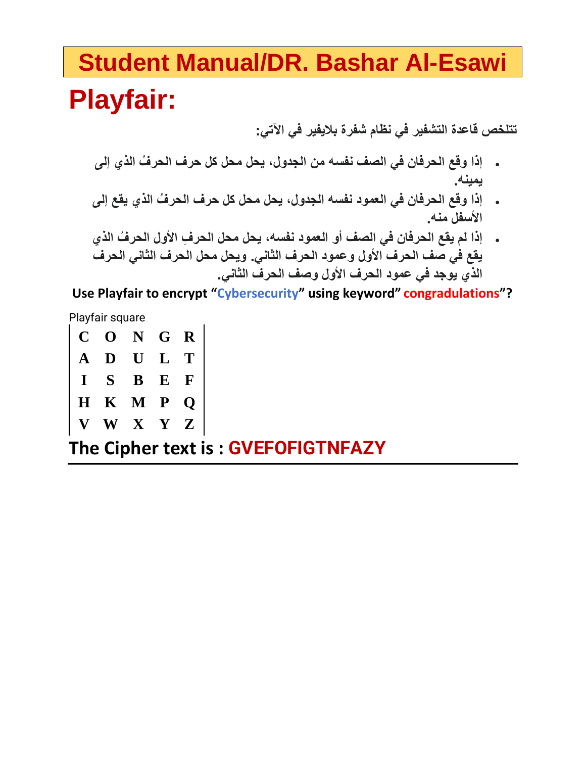# Student Manual/DR. Bashar Al-Esawi

## Playfair:

**تتلخص قاعدة التشفير في نظام شفرة بلايفير في الآتي:**

- **إذا وقع الحرفان في الصف نفسه من الجدول، يحل محل كل حرف الحرفُ الذي إلى يمينه.**
- **إذا وقع الحرفان في العمود نفسه الجدول، يحل محل كل حرف الحرفُ الذي يقع إلى الأسفل منه.**
- **إذا لم يقع الحرفان في الصف أو العمود نفسه، يحل محل الحرفِ الأول الحرفُ الذي يقع في صف الحرف الأول وعمود الحرف الثاني. ويحل محل الحرف الثاني الحرف الذي يوجد في عمود الحرف الأول وصف الحرف الثاني.**

**Use Playfair to encrypt "Cybersecurity" using keyword" congradulations"?**

Playfair square

| | | | | |
|---|---|---|---|---|
| **C** | **O** | **N** | **G** | **R** |
| **A** | **D** | **U** | **L** | **T** |
| **I** | **S** | **B** | **E** | **F** |
| **H** | **K** | **M** | **P** | **Q** |
| **V** | **W** | **X** | **Y** | **Z** |

**The Cipher text is : GVEFOFIGTNFAZY**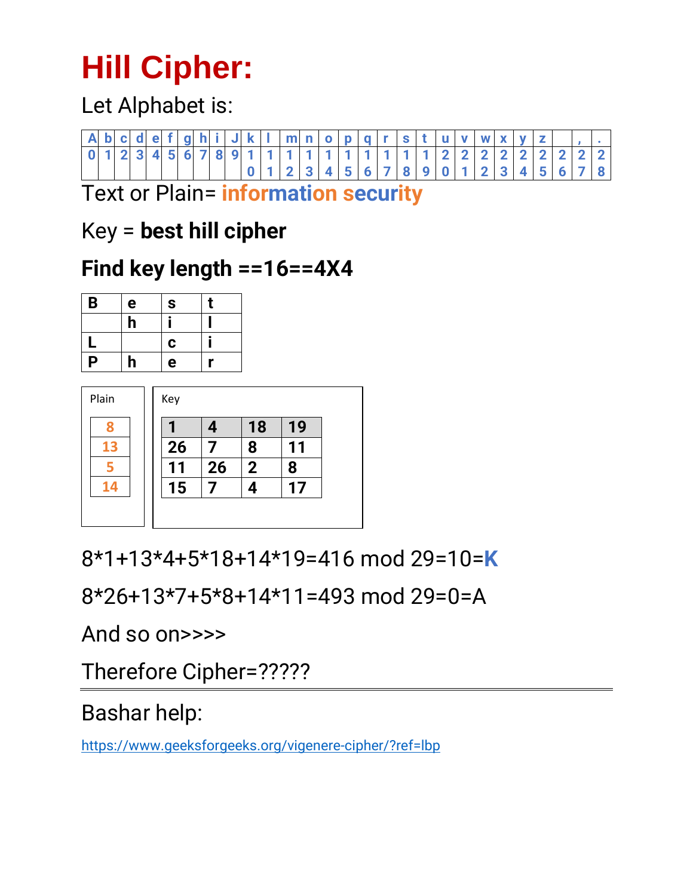# Hill Cipher:

Let Alphabet is:

| A | b | c | d | e | f | g | h | i | J | k | l | m | n | o | p | q | r | s | t | u | v | w | x | y | z | | , | . |
|---|---|---|---|---|---|---|---|---|---|---|---|---|---|---|---|---|---|---|---|---|---|---|---|---|---|---|---|---|
| 0 | 1 | 2 | 3 | 4 | 5 | 6 | 7 | 8 | 9 | 10 | 11 | 12 | 13 | 14 | 15 | 16 | 17 | 18 | 19 | 20 | 21 | 22 | 23 | 24 | 25 | 26 | 27 | 28 |

Text or Plain= information security

Key = **best hill cipher**

**Find key length ==16==4X4**

| B | e | s | t |
|---|---|---|---|
| | h | i | l |
| L | | c | i |
| P | h | e | r |

Plain

| 8 |
|---|
| 13 |
| 5 |
| 14 |

Key

| 1 | 4 | 18 | 19 |
|---|---|---|---|
| 26 | 7 | 8 | 11 |
| 11 | 26 | 2 | 8 |
| 15 | 7 | 4 | 17 |

8*1+13*4+5*18+14*19=416 mod 29=10=**K**

8*26+13*7+5*8+14*11=493 mod 29=0=A

And so on>>>>

Therefore Cipher=?????

---

Bashar help:

https://www.geeksforgeeks.org/vigenere-cipher/?ref=lbp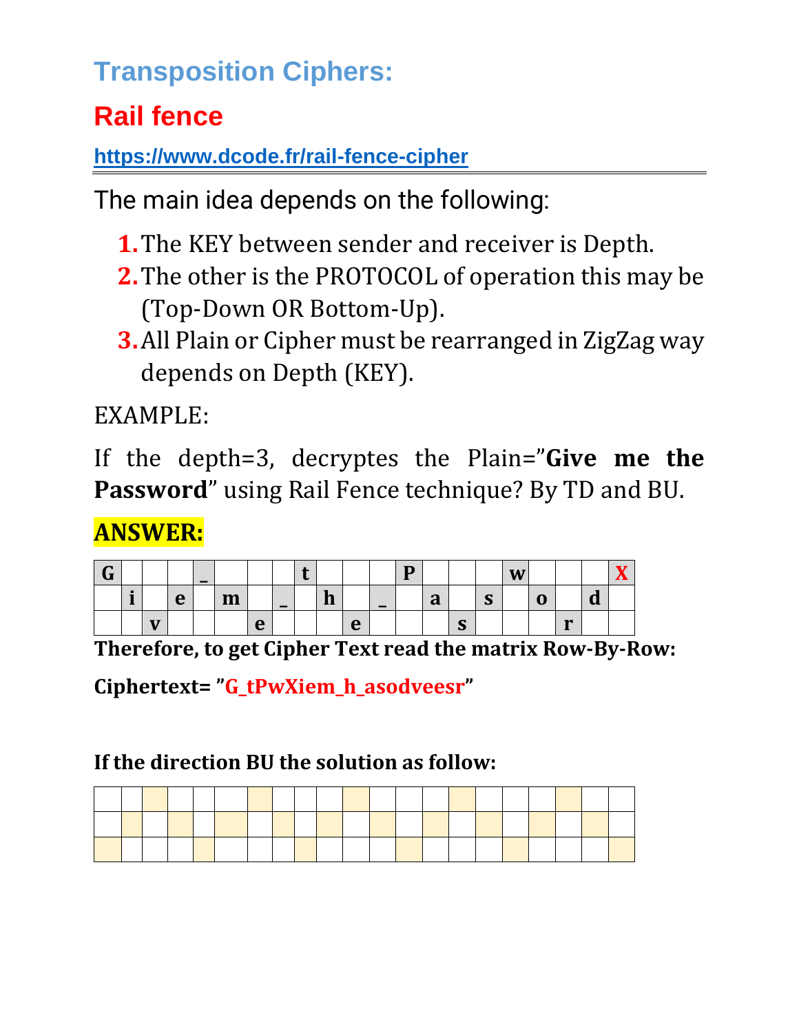## Transposition Ciphers:

## Rail fence

**https://www.dcode.fr/rail-fence-cipher**

---

The main idea depends on the following:

1. The KEY between sender and receiver is Depth.
2. The other is the PROTOCOL of operation this may be (Top-Down OR Bottom-Up).
3. All Plain or Cipher must be rearranged in ZigZag way depends on Depth (KEY).

EXAMPLE:

If the depth=3, decryptes the Plain="**Give me the Password**" using Rail Fence technique? By TD and BU.

**ANSWER:**

| G | | | | _ | | | | t | | | | P | | | | w | | | | X |
|---|---|---|---|---|---|---|---|---|---|---|---|---|---|---|---|---|---|---|---|---|
| | i | | e | | m | | _ | | h | | _ | | a | | s | | o | | d | |
| | | v | | | | e | | | | e | | | | s | | | | r | | |

**Therefore, to get Cipher Text read the matrix Row-By-Row:**

**Ciphertext= "G_tPwXiem_h_asodveesr"**

**If the direction BU the solution as follow:**

| | | | | | | | | | | | | | | | | | | | | |
|---|---|---|---|---|---|---|---|---|---|---|---|---|---|---|---|---|---|---|---|---|
| | | | | | | | | | | | | | | | | | | | | |
| | | | | | | | | | | | | | | | | | | | | |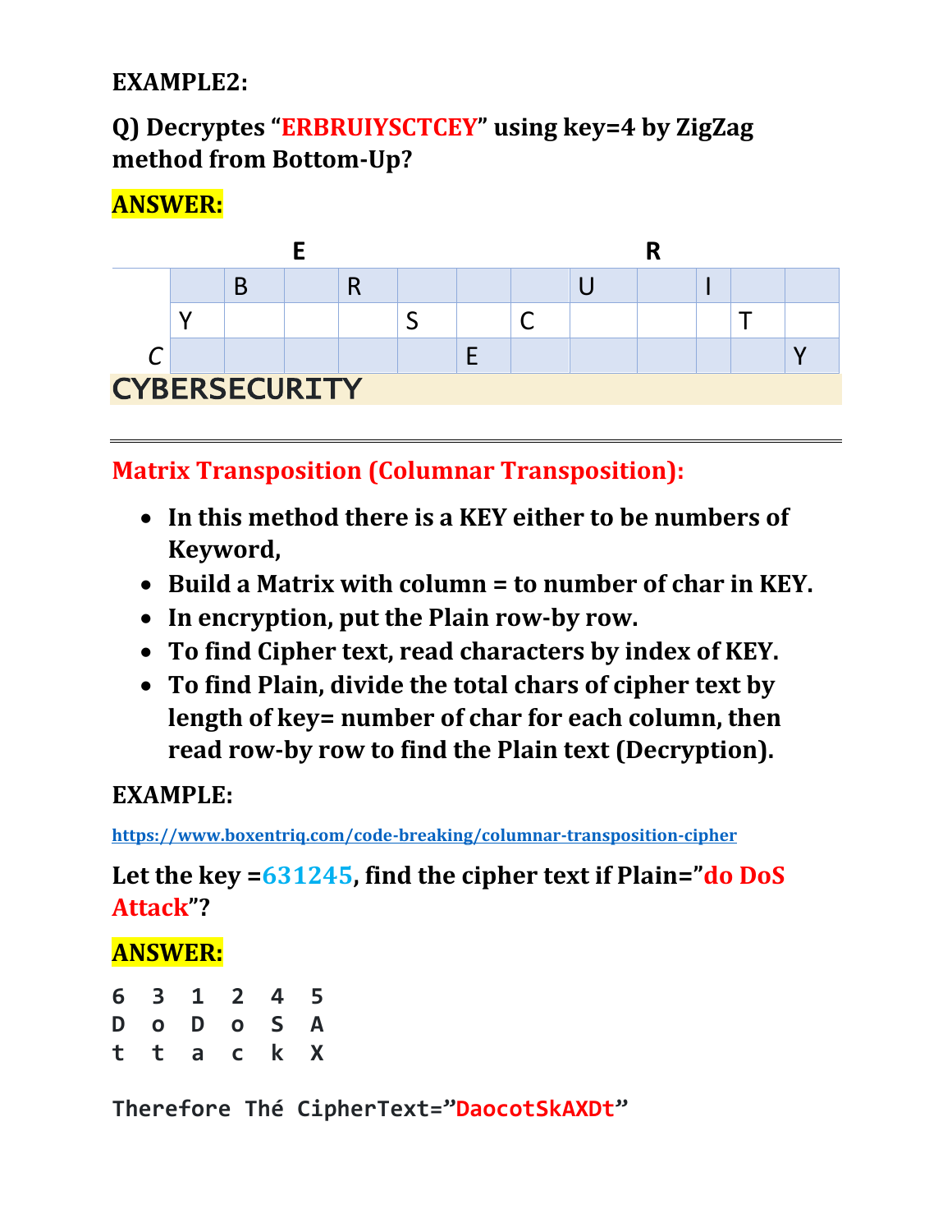**EXAMPLE2:**

**Q) Decryptes "ERBRUIYSCTCEY" using key=4 by ZigZag method from Bottom-Up?**

**ANSWER:**

| | | | | | | | | | | | | |
|---|---|---|---|---|---|---|---|---|---|---|---|---|
| | | | **E** | | | | | | **R** | | | |
| | | B | | R | | | | U | | I | | |
| | Y | | | | S | | C | | | | T | |
| *C* | | | | | | E | | | | | | Y |

**CYBERSECURITY**

---

## Matrix Transposition (Columnar Transposition):

- **In this method there is a KEY either to be numbers of Keyword,**
- **Build a Matrix with column = to number of char in KEY.**
- **In encryption, put the Plain row-by row.**
- **To find Cipher text, read characters by index of KEY.**
- **To find Plain, divide the total chars of cipher text by length of key= number of char for each column, then read row-by row to find the Plain text (Decryption).**

**EXAMPLE:**

https://www.boxentriq.com/code-breaking/columnar-transposition-cipher

**Let the key =631245, find the cipher text if Plain="do DoS Attack"?**

**ANSWER:**

```
6  3  1  2  4  5
D  o  D  o  S  A
t  t  a  c  k  X

Therefore Thé CipherText="DaocotSkAXDt"
```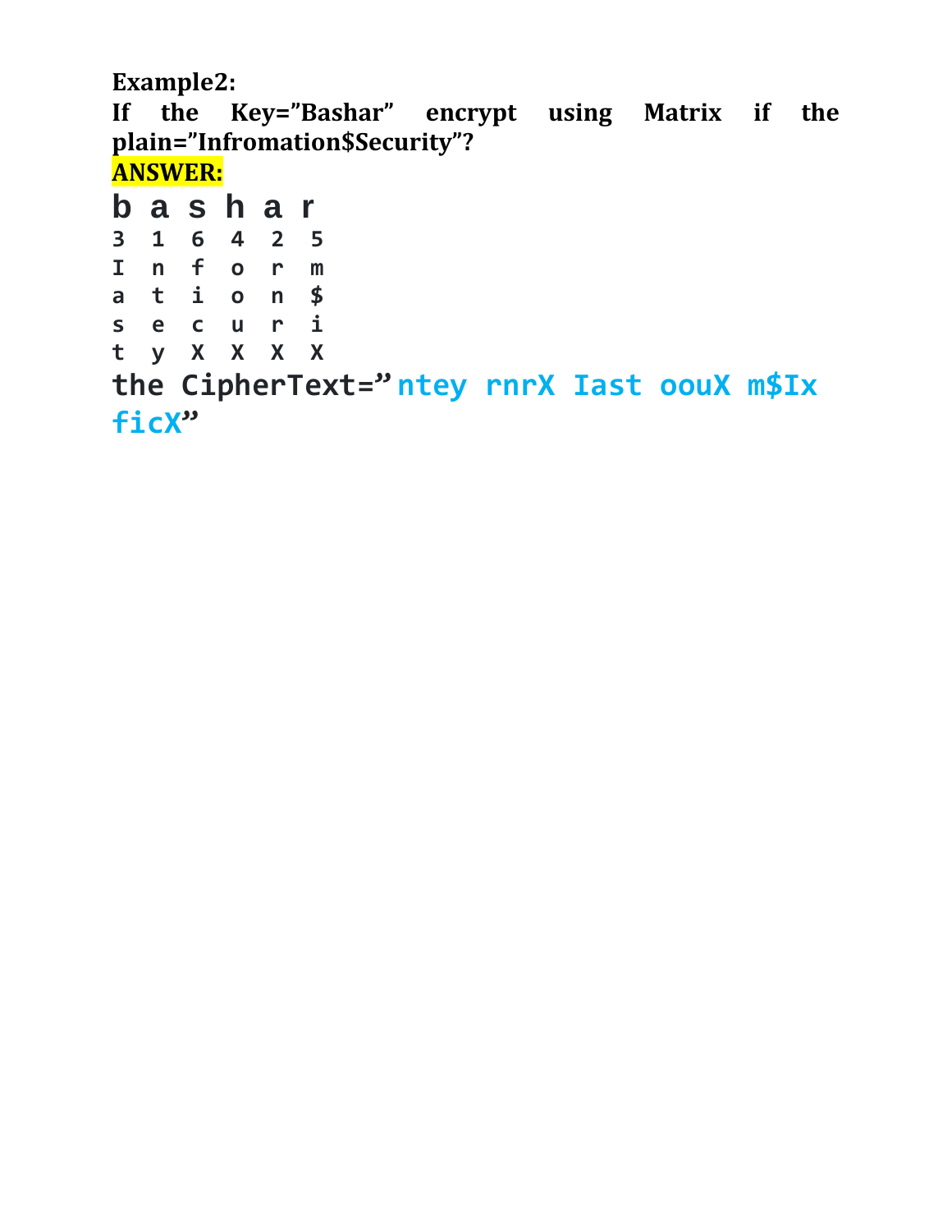**Example2:**

**If the Key="Bashar" encrypt using Matrix if the plain="Infromation$Security"?**

**ANSWER:**

| b | a | s | h | a | r |
|---|---|---|---|---|---|
| 3 | 1 | 6 | 4 | 2 | 5 |
| I | n | f | o | r | m |
| a | t | i | o | n | $ |
| s | e | c | u | r | i |
| t | y | X | X | X | X |

**the CipherText="ntey rnrX Iast oouX m$Ix ficX"**